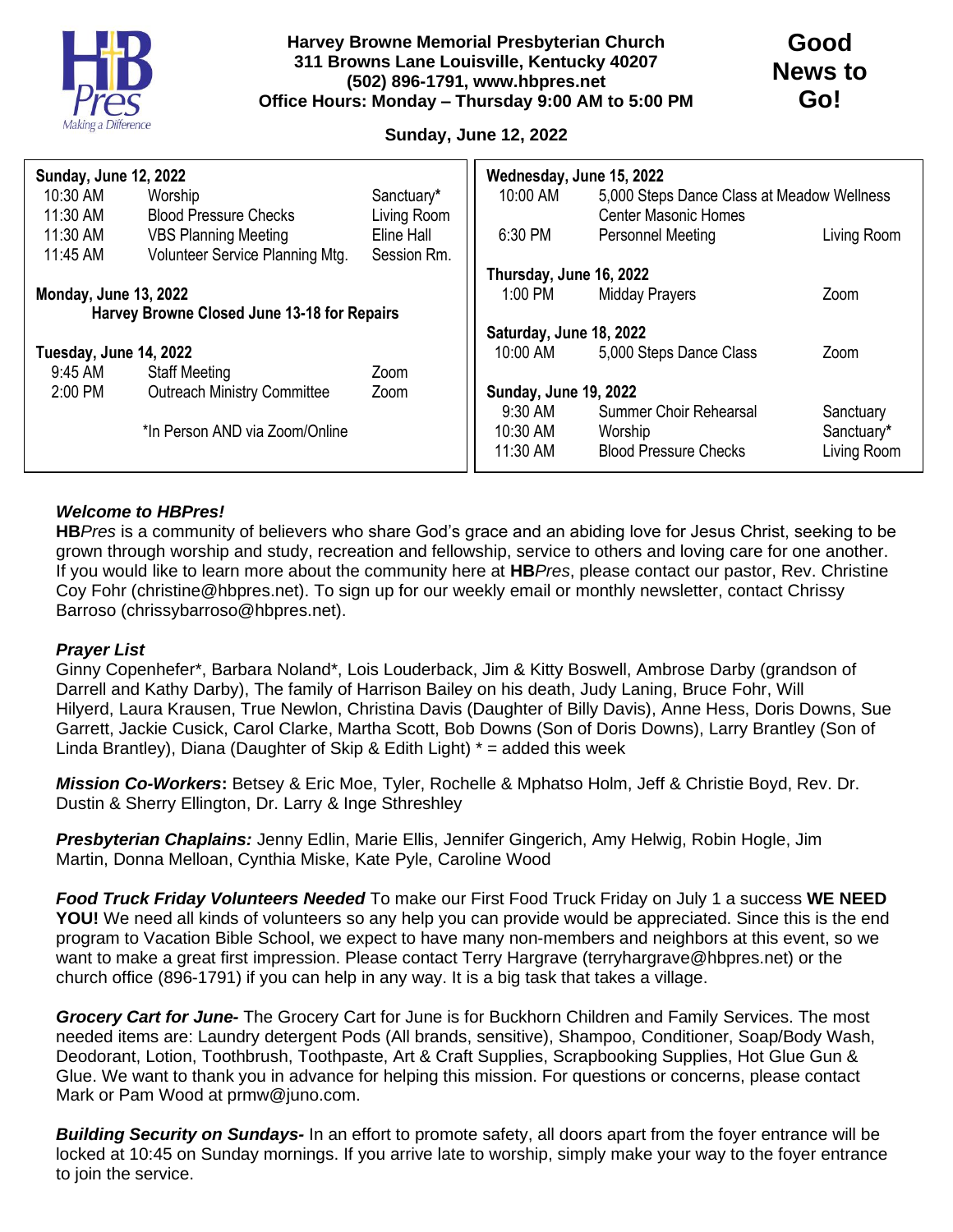**Harvey Browne Memorial Presbyterian Church**
**311 Browns Lane Louisville, Kentucky 40207**
**(502) 896-1791, www.hbpres.net**
**Office Hours: Monday – Thursday 9:00 AM to 5:00 PM**

# Good News to Go!

**Sunday, June 12, 2022**

**Sunday, June 12, 2022**

| | | |
|---|---|---|
| 10:30 AM | Worship | Sanctuary* |
| 11:30 AM | Blood Pressure Checks | Living Room |
| 11:30 AM | VBS Planning Meeting | Eline Hall |
| 11:45 AM | Volunteer Service Planning Mtg. | Session Rm. |

**Monday, June 13, 2022**

**Harvey Browne Closed June 13-18 for Repairs**

**Tuesday, June 14, 2022**

| | | |
|---|---|---|
| 9:45 AM | Staff Meeting | Zoom |
| 2:00 PM | Outreach Ministry Committee | Zoom |

*In Person AND via Zoom/Online

**Wednesday, June 15, 2022**

| | | |
|---|---|---|
| 10:00 AM | 5,000 Steps Dance Class at Meadow Wellness Center Masonic Homes | |
| 6:30 PM | Personnel Meeting | Living Room |

**Thursday, June 16, 2022**

| | | |
|---|---|---|
| 1:00 PM | Midday Prayers | Zoom |

**Saturday, June 18, 2022**

| | | |
|---|---|---|
| 10:00 AM | 5,000 Steps Dance Class | Zoom |

**Sunday, June 19, 2022**

| | | |
|---|---|---|
| 9:30 AM | Summer Choir Rehearsal | Sanctuary |
| 10:30 AM | Worship | Sanctuary* |
| 11:30 AM | Blood Pressure Checks | Living Room |

***Welcome to HBPres!***
**HB***Pres* is a community of believers who share God's grace and an abiding love for Jesus Christ, seeking to be grown through worship and study, recreation and fellowship, service to others and loving care for one another. If you would like to learn more about the community here at **HB***Pres*, please contact our pastor, Rev. Christine Coy Fohr (christine@hbpres.net). To sign up for our weekly email or monthly newsletter, contact Chrissy Barroso (chrissybarroso@hbpres.net).

***Prayer List***
Ginny Copenhefer*, Barbara Noland*, Lois Louderback, Jim & Kitty Boswell, Ambrose Darby (grandson of Darrell and Kathy Darby), The family of Harrison Bailey on his death, Judy Laning, Bruce Fohr, Will Hilyerd, Laura Krausen, True Newlon, Christina Davis (Daughter of Billy Davis), Anne Hess, Doris Downs, Sue Garrett, Jackie Cusick, Carol Clarke, Martha Scott, Bob Downs (Son of Doris Downs), Larry Brantley (Son of Linda Brantley), Diana (Daughter of Skip & Edith Light) * = added this week

***Mission Co-Workers*:** Betsey & Eric Moe, Tyler, Rochelle & Mphatso Holm, Jeff & Christie Boyd, Rev. Dr. Dustin & Sherry Ellington, Dr. Larry & Inge Sthreshley

***Presbyterian Chaplains:*** Jenny Edlin, Marie Ellis, Jennifer Gingerich, Amy Helwig, Robin Hogle, Jim Martin, Donna Melloan, Cynthia Miske, Kate Pyle, Caroline Wood

***Food Truck Friday Volunteers Needed*** To make our First Food Truck Friday on July 1 a success **WE NEED YOU!** We need all kinds of volunteers so any help you can provide would be appreciated. Since this is the end program to Vacation Bible School, we expect to have many non-members and neighbors at this event, so we want to make a great first impression. Please contact Terry Hargrave (terryhargrave@hbpres.net) or the church office (896-1791) if you can help in any way. It is a big task that takes a village.

***Grocery Cart for June-*** The Grocery Cart for June is for Buckhorn Children and Family Services. The most needed items are: Laundry detergent Pods (All brands, sensitive), Shampoo, Conditioner, Soap/Body Wash, Deodorant, Lotion, Toothbrush, Toothpaste, Art & Craft Supplies, Scrapbooking Supplies, Hot Glue Gun & Glue. We want to thank you in advance for helping this mission. For questions or concerns, please contact Mark or Pam Wood at prmw@juno.com.

***Building Security on Sundays-*** In an effort to promote safety, all doors apart from the foyer entrance will be locked at 10:45 on Sunday mornings. If you arrive late to worship, simply make your way to the foyer entrance to join the service.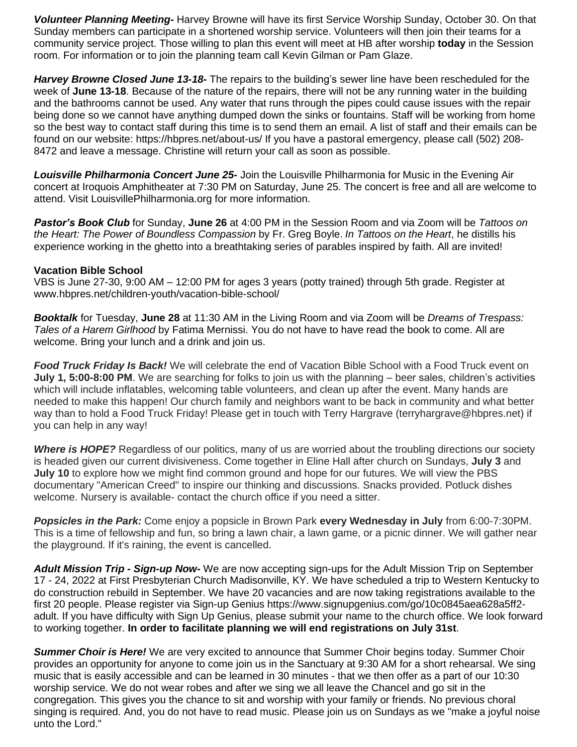***Volunteer Planning Meeting-*** Harvey Browne will have its first Service Worship Sunday, October 30. On that Sunday members can participate in a shortened worship service. Volunteers will then join their teams for a community service project. Those willing to plan this event will meet at HB after worship **today** in the Session room. For information or to join the planning team call Kevin Gilman or Pam Glaze.

***Harvey Browne Closed June 13-18-*** The repairs to the building's sewer line have been rescheduled for the week of **June 13-18**. Because of the nature of the repairs, there will not be any running water in the building and the bathrooms cannot be used. Any water that runs through the pipes could cause issues with the repair being done so we cannot have anything dumped down the sinks or fountains. Staff will be working from home so the best way to contact staff during this time is to send them an email. A list of staff and their emails can be found on our website: https://hbpres.net/about-us/ If you have a pastoral emergency, please call (502) 208-8472 and leave a message. Christine will return your call as soon as possible.

***Louisville Philharmonia Concert June 25-*** Join the Louisville Philharmonia for Music in the Evening Air concert at Iroquois Amphitheater at 7:30 PM on Saturday, June 25. The concert is free and all are welcome to attend. Visit LouisvillePhilharmonia.org for more information.

***Pastor's Book Club*** for Sunday, **June 26** at 4:00 PM in the Session Room and via Zoom will be *Tattoos on the Heart: The Power of Boundless Compassion* by Fr. Greg Boyle. *In Tattoos on the Heart*, he distills his experience working in the ghetto into a breathtaking series of parables inspired by faith. All are invited!

**Vacation Bible School**
VBS is June 27-30, 9:00 AM – 12:00 PM for ages 3 years (potty trained) through 5th grade. Register at www.hbpres.net/children-youth/vacation-bible-school/

***Booktalk*** for Tuesday, **June 28** at 11:30 AM in the Living Room and via Zoom will be *Dreams of Trespass: Tales of a Harem Girlhood* by Fatima Mernissi. You do not have to have read the book to come. All are welcome. Bring your lunch and a drink and join us.

***Food Truck Friday Is Back!*** We will celebrate the end of Vacation Bible School with a Food Truck event on **July 1, 5:00-8:00 PM**. We are searching for folks to join us with the planning – beer sales, children's activities which will include inflatables, welcoming table volunteers, and clean up after the event. Many hands are needed to make this happen! Our church family and neighbors want to be back in community and what better way than to hold a Food Truck Friday! Please get in touch with Terry Hargrave (terryhargrave@hbpres.net) if you can help in any way!

***Where is HOPE?*** Regardless of our politics, many of us are worried about the troubling directions our society is headed given our current divisiveness. Come together in Eline Hall after church on Sundays, **July 3** and **July 10** to explore how we might find common ground and hope for our futures. We will view the PBS documentary "American Creed" to inspire our thinking and discussions. Snacks provided. Potluck dishes welcome. Nursery is available- contact the church office if you need a sitter.

***Popsicles in the Park:*** Come enjoy a popsicle in Brown Park **every Wednesday in July** from 6:00-7:30PM. This is a time of fellowship and fun, so bring a lawn chair, a lawn game, or a picnic dinner. We will gather near the playground. If it's raining, the event is cancelled.

***Adult Mission Trip - Sign-up Now-*** We are now accepting sign-ups for the Adult Mission Trip on September 17 - 24, 2022 at First Presbyterian Church Madisonville, KY. We have scheduled a trip to Western Kentucky to do construction rebuild in September. We have 20 vacancies and are now taking registrations available to the first 20 people. Please register via Sign-up Genius https://www.signupgenius.com/go/10c0845aea628a5ff2-adult. If you have difficulty with Sign Up Genius, please submit your name to the church office. We look forward to working together. **In order to facilitate planning we will end registrations on July 31st**.

***Summer Choir is Here!*** We are very excited to announce that Summer Choir begins today. Summer Choir provides an opportunity for anyone to come join us in the Sanctuary at 9:30 AM for a short rehearsal. We sing music that is easily accessible and can be learned in 30 minutes - that we then offer as a part of our 10:30 worship service. We do not wear robes and after we sing we all leave the Chancel and go sit in the congregation. This gives you the chance to sit and worship with your family or friends. No previous choral singing is required. And, you do not have to read music. Please join us on Sundays as we "make a joyful noise unto the Lord."